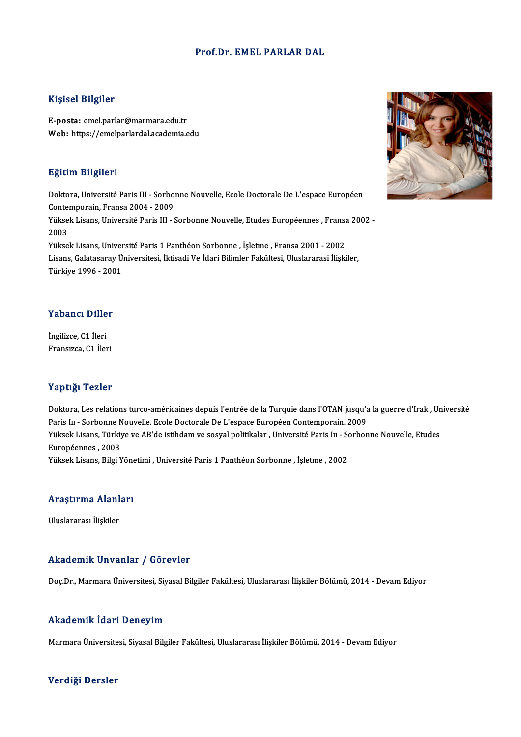# Prof.Dr. EMEL PARLAR DAL

## Kişisel Bilgiler

**E-posta:** emel.parlar@marmara.edu.tr
**Web:** https://emelparlardal.academia.edu

## Eğitim Bilgileri

Doktora, Université Paris III - Sorbonne Nouvelle, Ecole Doctorale De L'espace Européen Contemporain, Fransa 2004 - 2009
Yüksek Lisans, Université Paris III - Sorbonne Nouvelle, Etudes Européennes , Fransa 2002 - 2003
Yüksek Lisans, Université Paris 1 Panthéon Sorbonne , İşletme , Fransa 2001 - 2002
Lisans, Galatasaray Üniversitesi, İktisadi Ve İdari Bilimler Fakültesi, Uluslararasi İlişkiler, Türkiye 1996 - 2001

## Yabancı Diller

İngilizce, C1 İleri
Fransızca, C1 İleri

## Yaptığı Tezler

Doktora, Les relations turco-américaines depuis l'entrée de la Turquie dans l'OTAN jusqu'a la guerre d'Irak , Université Paris Iı - Sorbonne Nouvelle, Ecole Doctorale De L'espace Européen Contemporain, 2009
Yüksek Lisans, Türkiye ve AB'de istihdam ve sosyal politikalar , Université Paris Iı - Sorbonne Nouvelle, Etudes Européennes , 2003
Yüksek Lisans, Bilgi Yönetimi , Université Paris 1 Panthéon Sorbonne , İşletme , 2002

## Araştırma Alanları

Uluslararası İlişkiler

## Akademik Unvanlar / Görevler

Doç.Dr., Marmara Üniversitesi, Siyasal Bilgiler Fakültesi, Uluslararası İlişkiler Bölümü, 2014 - Devam Ediyor

## Akademik İdari Deneyim

Marmara Üniversitesi, Siyasal Bilgiler Fakültesi, Uluslararası İlişkiler Bölümü, 2014 - Devam Ediyor

## Verdiği Dersler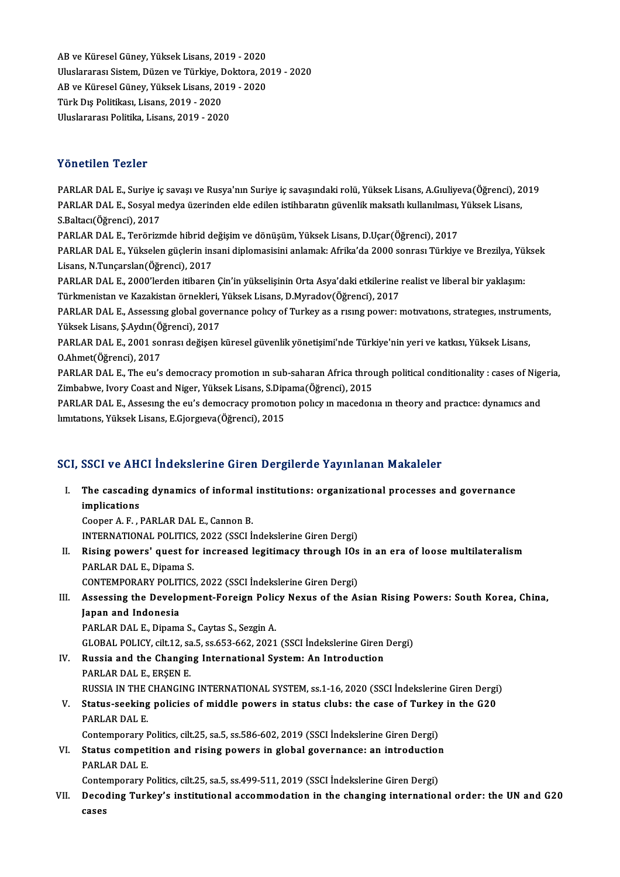AB ve Küresel Güney, Yüksek Lisans, 2019 - 2020
Uluslararası Sistem, Düzen ve Türkiye, Doktora, 2019 - 2020
AB ve Küresel Güney, Yüksek Lisans, 2019 - 2020
Türk Dış Politikası, Lisans, 2019 - 2020
Uluslararası Politika, Lisans, 2019 - 2020

## Yönetilen Tezler

PARLAR DAL E., Suriye iç savaşı ve Rusya'nın Suriye iç savaşındaki rolü, Yüksek Lisans, A.Gıuliyeva(Öğrenci), 2019
PARLAR DAL E., Sosyal medya üzerinden elde edilen istihbaratın güvenlik maksatlı kullanılması, Yüksek Lisans, S.Baltacı(Öğrenci), 2017
PARLAR DAL E., Terörizmde hibrid değişim ve dönüşüm, Yüksek Lisans, D.Uçar(Öğrenci), 2017
PARLAR DAL E., Yükselen güçlerin insani diplomasisini anlamak: Afrika'da 2000 sonrası Türkiye ve Brezilya, Yüksek Lisans, N.Tunçarslan(Öğrenci), 2017
PARLAR DAL E., 2000'lerden itibaren Çin'in yükselişinin Orta Asya'daki etkilerine realist ve liberal bir yaklaşım: Türkmenistan ve Kazakistan örnekleri, Yüksek Lisans, D.Myradov(Öğrenci), 2017
PARLAR DAL E., Assessıng global governance polıcy of Turkey as a rısıng power: motıvatıons, strategıes, ınstruments, Yüksek Lisans, Ş.Aydın(Öğrenci), 2017
PARLAR DAL E., 2001 sonrası değişen küresel güvenlik yönetişimi'nde Türkiye'nin yeri ve katkısı, Yüksek Lisans, O.Ahmet(Öğrenci), 2017
PARLAR DAL E., The eu's democracy promotion ın sub-saharan Africa through political conditionality : cases of Nigeria, Zimbabwe, Ivory Coast and Niger, Yüksek Lisans, S.Dipama(Öğrenci), 2015
PARLAR DAL E., Assesıng the eu's democracy promotıon polıcy ın macedonıa ın theory and practıce: dynamıcs and lımıtatıons, Yüksek Lisans, E.Gjorgıeva(Öğrenci), 2015

## SCI, SSCI ve AHCI İndekslerine Giren Dergilerde Yayınlanan Makaleler

I. **The cascading dynamics of informal institutions: organizational processes and governance implications**
Cooper A. F. , PARLAR DAL E., Cannon B.
INTERNATIONAL POLITICS, 2022 (SSCI İndekslerine Giren Dergi)

II. **Rising powers' quest for increased legitimacy through IOs in an era of loose multilateralism**
PARLAR DAL E., Dipama S.
CONTEMPORARY POLITICS, 2022 (SSCI İndekslerine Giren Dergi)

III. **Assessing the Development-Foreign Policy Nexus of the Asian Rising Powers: South Korea, China, Japan and Indonesia**
PARLAR DAL E., Dipama S., Caytas S., Sezgin A.
GLOBAL POLICY, cilt.12, sa.5, ss.653-662, 2021 (SSCI İndekslerine Giren Dergi)

IV. **Russia and the Changing International System: An Introduction**
PARLAR DAL E., ERŞEN E.
RUSSIA IN THE CHANGING INTERNATIONAL SYSTEM, ss.1-16, 2020 (SSCI İndekslerine Giren Dergi)

V. **Status-seeking policies of middle powers in status clubs: the case of Turkey in the G20**
PARLAR DAL E.
Contemporary Politics, cilt.25, sa.5, ss.586-602, 2019 (SSCI İndekslerine Giren Dergi)

VI. **Status competition and rising powers in global governance: an introduction**
PARLAR DAL E.
Contemporary Politics, cilt.25, sa.5, ss.499-511, 2019 (SSCI İndekslerine Giren Dergi)

VII. **Decoding Turkey's institutional accommodation in the changing international order: the UN and G20 cases**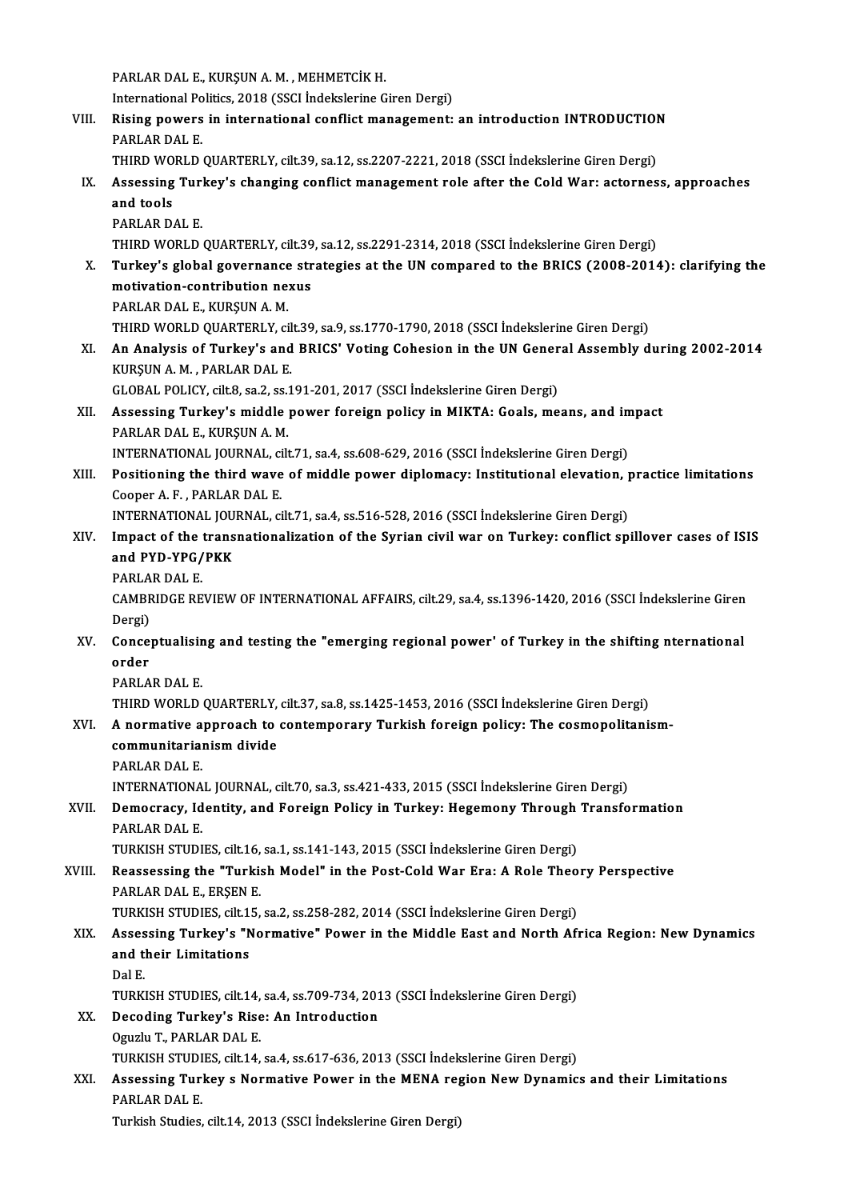PARLAR DAL E., KURŞUN A. M. , MEHMETCİK H.
International Politics, 2018 (SSCI İndekslerine Giren Dergi)

VIII. **Rising powers in international conflict management: an introduction INTRODUCTION**
PARLAR DAL E.
THIRD WORLD QUARTERLY, cilt.39, sa.12, ss.2207-2221, 2018 (SSCI İndekslerine Giren Dergi)

IX. **Assessing Turkey's changing conflict management role after the Cold War: actorness, approaches and tools**
PARLAR DAL E.
THIRD WORLD QUARTERLY, cilt.39, sa.12, ss.2291-2314, 2018 (SSCI İndekslerine Giren Dergi)

X. **Turkey's global governance strategies at the UN compared to the BRICS (2008-2014): clarifying the motivation-contribution nexus**
PARLAR DAL E., KURŞUN A. M.
THIRD WORLD QUARTERLY, cilt.39, sa.9, ss.1770-1790, 2018 (SSCI İndekslerine Giren Dergi)

XI. **An Analysis of Turkey's and BRICS' Voting Cohesion in the UN General Assembly during 2002-2014**
KURŞUN A. M. , PARLAR DAL E.
GLOBAL POLICY, cilt.8, sa.2, ss.191-201, 2017 (SSCI İndekslerine Giren Dergi)

XII. **Assessing Turkey's middle power foreign policy in MIKTA: Goals, means, and impact**
PARLAR DAL E., KURŞUN A. M.
INTERNATIONAL JOURNAL, cilt.71, sa.4, ss.608-629, 2016 (SSCI İndekslerine Giren Dergi)

XIII. **Positioning the third wave of middle power diplomacy: Institutional elevation, practice limitations**
Cooper A. F. , PARLAR DAL E.
INTERNATIONAL JOURNAL, cilt.71, sa.4, ss.516-528, 2016 (SSCI İndekslerine Giren Dergi)

XIV. **Impact of the transnationalization of the Syrian civil war on Turkey: conflict spillover cases of ISIS and PYD-YPG/PKK**
PARLAR DAL E.
CAMBRIDGE REVIEW OF INTERNATIONAL AFFAIRS, cilt.29, sa.4, ss.1396-1420, 2016 (SSCI İndekslerine Giren Dergi)

XV. **Conceptualising and testing the "emerging regional power" of Turkey in the shifting nternational order**
PARLAR DAL E.
THIRD WORLD QUARTERLY, cilt.37, sa.8, ss.1425-1453, 2016 (SSCI İndekslerine Giren Dergi)

XVI. **A normative approach to contemporary Turkish foreign policy: The cosmopolitanism-communitarianism divide**
PARLAR DAL E.
INTERNATIONAL JOURNAL, cilt.70, sa.3, ss.421-433, 2015 (SSCI İndekslerine Giren Dergi)

XVII. **Democracy, Identity, and Foreign Policy in Turkey: Hegemony Through Transformation**
PARLAR DAL E.
TURKISH STUDIES, cilt.16, sa.1, ss.141-143, 2015 (SSCI İndekslerine Giren Dergi)

XVIII. **Reassessing the "Turkish Model" in the Post-Cold War Era: A Role Theory Perspective**
PARLAR DAL E., ERŞEN E.
TURKISH STUDIES, cilt.15, sa.2, ss.258-282, 2014 (SSCI İndekslerine Giren Dergi)

XIX. **Assessing Turkey's "Normative" Power in the Middle East and North Africa Region: New Dynamics and their Limitations**
Dal E.
TURKISH STUDIES, cilt.14, sa.4, ss.709-734, 2013 (SSCI İndekslerine Giren Dergi)

XX. **Decoding Turkey's Rise: An Introduction**
Oguzlu T., PARLAR DAL E.
TURKISH STUDIES, cilt.14, sa.4, ss.617-636, 2013 (SSCI İndekslerine Giren Dergi)

XXI. **Assessing Turkey s Normative Power in the MENA region New Dynamics and their Limitations**
PARLAR DAL E.
Turkish Studies, cilt.14, 2013 (SSCI İndekslerine Giren Dergi)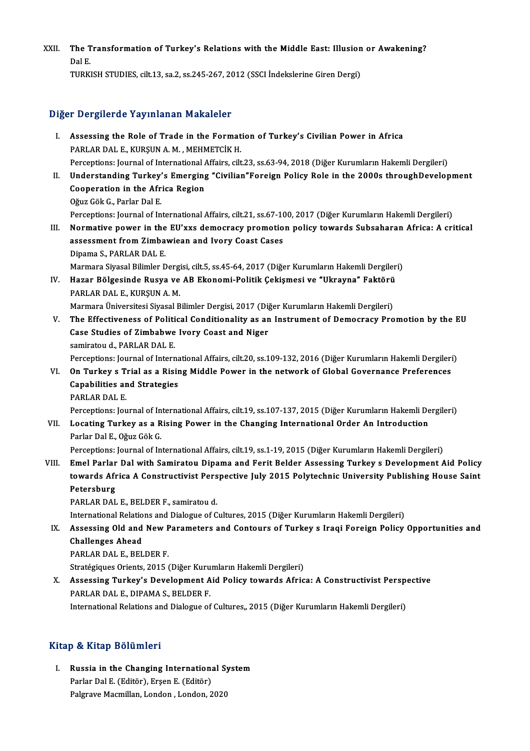XXII. **The Transformation of Turkey's Relations with the Middle East: Illusion or Awakening?**
Dal E.
TURKISH STUDIES, cilt.13, sa.2, ss.245-267, 2012 (SSCI İndekslerine Giren Dergi)

## Diğer Dergilerde Yayınlanan Makaleler

I. **Assessing the Role of Trade in the Formation of Turkey's Civilian Power in Africa**
PARLAR DAL E., KURŞUN A. M. , MEHMETCİK H.
Perceptions: Journal of International Affairs, cilt.23, ss.63-94, 2018 (Diğer Kurumların Hakemli Dergileri)

II. **Understanding Turkey's Emerging "Civilian"Foreign Policy Role in the 2000s throughDevelopment Cooperation in the Africa Region**
Oğuz Gök G., Parlar Dal E.
Perceptions: Journal of International Affairs, cilt.21, ss.67-100, 2017 (Diğer Kurumların Hakemli Dergileri)

III. **Normative power in the EU'xxs democracy promotion policy towards Subsaharan Africa: A critical assessment from Zimbawiean and Ivory Coast Cases**
Dipama S., PARLAR DAL E.
Marmara Siyasal Bilimler Dergisi, cilt.5, ss.45-64, 2017 (Diğer Kurumların Hakemli Dergileri)

IV. **Hazar Bölgesinde Rusya ve AB Ekonomi-Politik Çekişmesi ve "Ukrayna" Faktörü**
PARLAR DAL E., KURŞUN A. M.
Marmara Üniversitesi Siyasal Bilimler Dergisi, 2017 (Diğer Kurumların Hakemli Dergileri)

V. **The Effectiveness of Political Conditionality as an Instrument of Democracy Promotion by the EU Case Studies of Zimbabwe Ivory Coast and Niger**
samiratou d., PARLAR DAL E.
Perceptions: Journal of International Affairs, cilt.20, ss.109-132, 2016 (Diğer Kurumların Hakemli Dergileri)

VI. **On Turkey s Trial as a Rising Middle Power in the network of Global Governance Preferences Capabilities and Strategies**
PARLAR DAL E.
Perceptions: Journal of International Affairs, cilt.19, ss.107-137, 2015 (Diğer Kurumların Hakemli Dergileri)

VII. **Locating Turkey as a Rising Power in the Changing International Order An Introduction**
Parlar Dal E., Oğuz Gök G.
Perceptions: Journal of International Affairs, cilt.19, ss.1-19, 2015 (Diğer Kurumların Hakemli Dergileri)

VIII. **Emel Parlar Dal with Samiratou Dipama and Ferit Belder Assessing Turkey s Development Aid Policy towards Africa A Constructivist Perspective July 2015 Polytechnic University Publishing House Saint Petersburg**
PARLAR DAL E., BELDER F., samiratou d.
International Relations and Dialogue of Cultures, 2015 (Diğer Kurumların Hakemli Dergileri)

IX. **Assessing Old and New Parameters and Contours of Turkey s Iraqi Foreign Policy Opportunities and Challenges Ahead**
PARLAR DAL E., BELDER F.
Stratégiques Orients, 2015 (Diğer Kurumların Hakemli Dergileri)

X. **Assessing Turkey's Development Aid Policy towards Africa: A Constructivist Perspective**
PARLAR DAL E., DIPAMA S., BELDER F.
International Relations and Dialogue of Cultures,, 2015 (Diğer Kurumların Hakemli Dergileri)

## Kitap & Kitap Bölümleri

I. **Russia in the Changing International System**
Parlar Dal E. (Editör), Erşen E. (Editör)
Palgrave Macmillan, London , London, 2020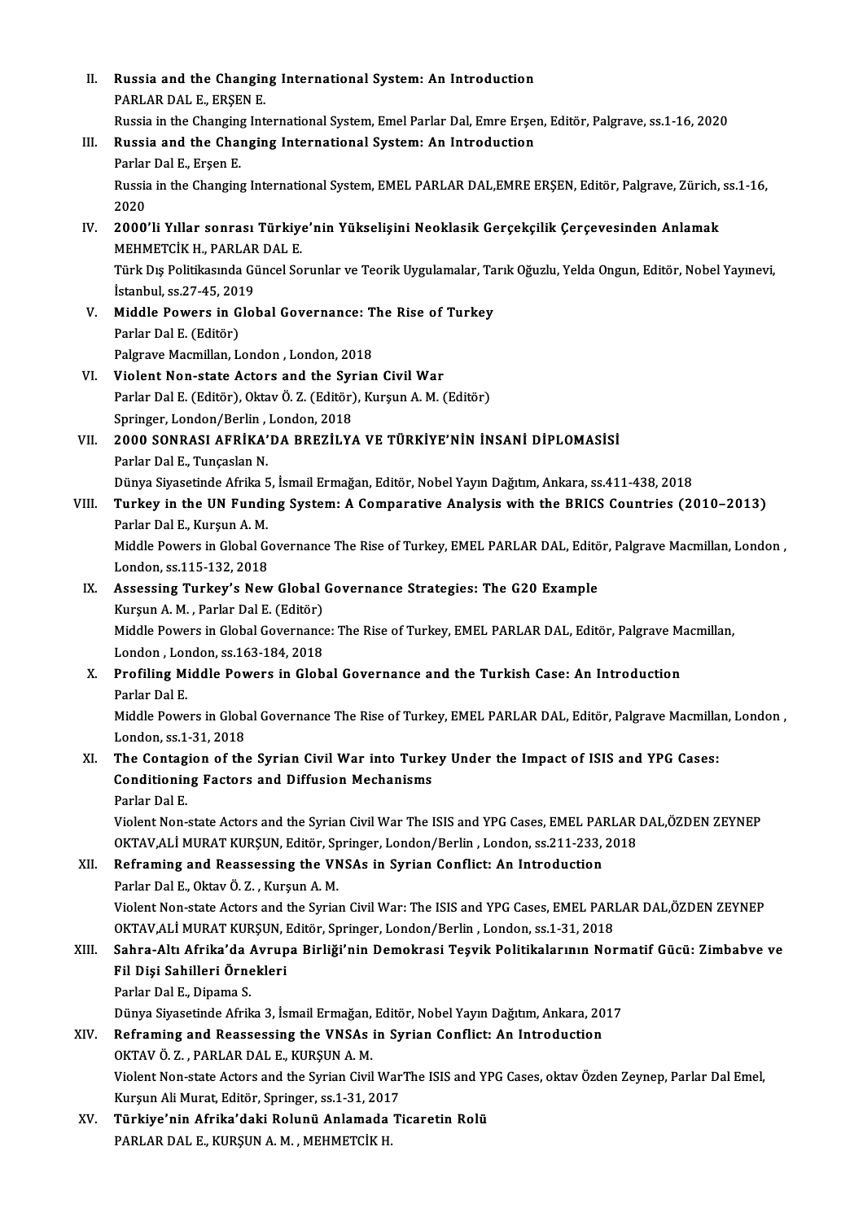II. **Russia and the Changing International System: An Introduction**
PARLAR DAL E., ERŞEN E.
Russia in the Changing International System, Emel Parlar Dal, Emre Erşen, Editör, Palgrave, ss.1-16, 2020

III. **Russia and the Changing International System: An Introduction**
Parlar Dal E., Erşen E.
Russia in the Changing International System, EMEL PARLAR DAL,EMRE ERŞEN, Editör, Palgrave, Zürich, ss.1-16, 2020

IV. **2000'li Yıllar sonrası Türkiye'nin Yükselişini Neoklasik Gerçekçilik Çerçevesinden Anlamak**
MEHMETCİK H., PARLAR DAL E.
Türk Dış Politikasında Güncel Sorunlar ve Teorik Uygulamalar, Tarık Oğuzlu, Yelda Ongun, Editör, Nobel Yayınevi, İstanbul, ss.27-45, 2019

V. **Middle Powers in Global Governance: The Rise of Turkey**
Parlar Dal E. (Editör)
Palgrave Macmillan, London , London, 2018

VI. **Violent Non-state Actors and the Syrian Civil War**
Parlar Dal E. (Editör), Oktav Ö. Z. (Editör), Kurşun A. M. (Editör)
Springer, London/Berlin , London, 2018

VII. **2000 SONRASI AFRİKA'DA BREZİLYA VE TÜRKİYE'NİN İNSANİ DİPLOMASİSİ**
Parlar Dal E., Tunçaslan N.
Dünya Siyasetinde Afrika 5, İsmail Ermağan, Editör, Nobel Yayın Dağıtım, Ankara, ss.411-438, 2018

VIII. **Turkey in the UN Funding System: A Comparative Analysis with the BRICS Countries (2010–2013)**
Parlar Dal E., Kurşun A. M.
Middle Powers in Global Governance The Rise of Turkey, EMEL PARLAR DAL, Editör, Palgrave Macmillan, London , London, ss.115-132, 2018

IX. **Assessing Turkey's New Global Governance Strategies: The G20 Example**
Kurşun A. M. , Parlar Dal E. (Editör)
Middle Powers in Global Governance: The Rise of Turkey, EMEL PARLAR DAL, Editör, Palgrave Macmillan, London , London, ss.163-184, 2018

X. **Profiling Middle Powers in Global Governance and the Turkish Case: An Introduction**
Parlar Dal E.
Middle Powers in Global Governance The Rise of Turkey, EMEL PARLAR DAL, Editör, Palgrave Macmillan, London , London, ss.1-31, 2018

XI. **The Contagion of the Syrian Civil War into Turkey Under the Impact of ISIS and YPG Cases: Conditioning Factors and Diffusion Mechanisms**
Parlar Dal E.
Violent Non-state Actors and the Syrian Civil War The ISIS and YPG Cases, EMEL PARLAR DAL,ÖZDEN ZEYNEP OKTAV,ALİ MURAT KURŞUN, Editör, Springer, London/Berlin , London, ss.211-233, 2018

XII. **Reframing and Reassessing the VNSAs in Syrian Conflict: An Introduction**
Parlar Dal E., Oktav Ö. Z. , Kurşun A. M.
Violent Non-state Actors and the Syrian Civil War: The ISIS and YPG Cases, EMEL PARLAR DAL,ÖZDEN ZEYNEP OKTAV,ALİ MURAT KURŞUN, Editör, Springer, London/Berlin , London, ss.1-31, 2018

XIII. **Sahra-Altı Afrika'da Avrupa Birliği'nin Demokrasi Teşvik Politikalarının Normatif Gücü: Zimbabve ve Fil Dişi Sahilleri Örnekleri**
Parlar Dal E., Dipama S.
Dünya Siyasetinde Afrika 3, İsmail Ermağan, Editör, Nobel Yayın Dağıtım, Ankara, 2017

XIV. **Reframing and Reassessing the VNSAs in Syrian Conflict: An Introduction**
OKTAV Ö. Z. , PARLAR DAL E., KURŞUN A. M.
Violent Non-state Actors and the Syrian Civil WarThe ISIS and YPG Cases, oktav Özden Zeynep, Parlar Dal Emel, Kurşun Ali Murat, Editör, Springer, ss.1-31, 2017

XV. **Türkiye'nin Afrika'daki Rolunü Anlamada Ticaretin Rolü**
PARLAR DAL E., KURŞUN A. M. , MEHMETCİK H.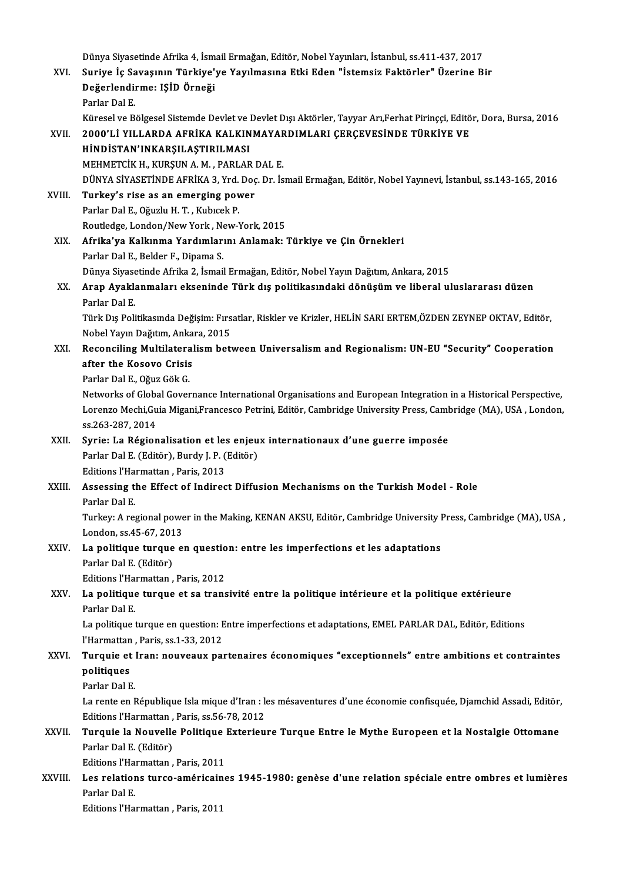Dünya Siyasetinde Afrika 4, İsmail Ermağan, Editör, Nobel Yayınları, İstanbul, ss.411-437, 2017

XVI. **Suriye İç Savaşının Türkiye'ye Yayılmasına Etki Eden "İstemsiz Faktörler" Üzerine Bir Değerlendirme: IŞİD Örneği**
Parlar Dal E.
Küresel ve Bölgesel Sistemde Devlet ve Devlet Dışı Aktörler, Tayyar Arı,Ferhat Pirinççi, Editör, Dora, Bursa, 2016

XVII. **2000'Lİ YILLARDA AFRİKA KALKINMAYARDIMLARI ÇERÇEVESİNDE TÜRKİYE VE HİNDİSTAN'INKARŞILAŞTIRILMASI**
MEHMETCİK H., KURŞUN A. M. , PARLAR DAL E.
DÜNYA SİYASETİNDE AFRİKA 3, Yrd. Doç. Dr. İsmail Ermağan, Editör, Nobel Yayınevi, İstanbul, ss.143-165, 2016

XVIII. **Turkey's rise as an emerging power**
Parlar Dal E., Oğuzlu H. T. , Kubıcek P.
Routledge, London/New York , New-York, 2015

XIX. **Afrika'ya Kalkınma Yardımlarını Anlamak: Türkiye ve Çin Örnekleri**
Parlar Dal E., Belder F., Dipama S.
Dünya Siyasetinde Afrika 2, İsmail Ermağan, Editör, Nobel Yayın Dağıtım, Ankara, 2015

XX. **Arap Ayaklanmaları ekseninde Türk dış politikasındaki dönüşüm ve liberal uluslararası düzen**
Parlar Dal E.
Türk Dış Politikasında Değişim: Fırsatlar, Riskler ve Krizler, HELİN SARI ERTEM,ÖZDEN ZEYNEP OKTAV, Editör, Nobel Yayın Dağıtım, Ankara, 2015

XXI. **Reconciling Multilateralism between Universalism and Regionalism: UN-EU "Security" Cooperation after the Kosovo Crisis**
Parlar Dal E., Oğuz Gök G.
Networks of Global Governance International Organisations and European Integration in a Historical Perspective, Lorenzo Mechi,Guia Migani,Francesco Petrini, Editör, Cambridge University Press, Cambridge (MA), USA , London, ss.263-287, 2014

XXII. **Syrie: La Régionalisation et les enjeux internationaux d'une guerre imposée**
Parlar Dal E. (Editör), Burdy J. P. (Editör)
Editions l'Harmattan , Paris, 2013

XXIII. **Assessing the Effect of Indirect Diffusion Mechanisms on the Turkish Model - Role**
Parlar Dal E.
Turkey: A regional power in the Making, KENAN AKSU, Editör, Cambridge University Press, Cambridge (MA), USA , London, ss.45-67, 2013

XXIV. **La politique turque en question: entre les imperfections et les adaptations**
Parlar Dal E. (Editör)
Editions l'Harmattan , Paris, 2012

XXV. **La politique turque et sa transivité entre la politique intérieure et la politique extérieure**
Parlar Dal E.
La politique turque en question: Entre imperfections et adaptations, EMEL PARLAR DAL, Editör, Editions l'Harmattan , Paris, ss.1-33, 2012

XXVI. **Turquie et Iran: nouveaux partenaires économiques "exceptionnels" entre ambitions et contraintes politiques**
Parlar Dal E.
La rente en République Isla mique d'Iran : les mésaventures d'une économie confisquée, Djamchid Assadi, Editör, Editions l'Harmattan , Paris, ss.56-78, 2012

XXVII. **Turquie la Nouvelle Politique Exterieure Turque Entre le Mythe Europeen et la Nostalgie Ottomane**
Parlar Dal E. (Editör)
Editions l'Harmattan , Paris, 2011

XXVIII. **Les relations turco-américaines 1945-1980: genèse d'une relation spéciale entre ombres et lumières**
Parlar Dal E.
Editions l'Harmattan , Paris, 2011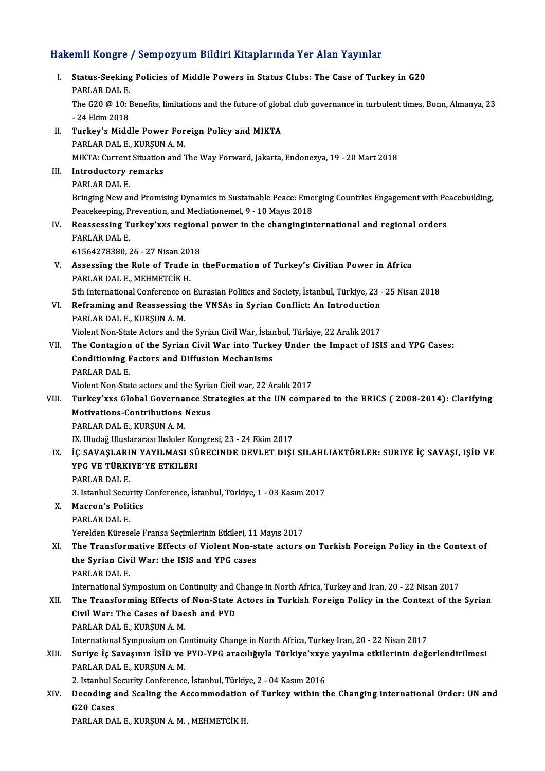## Hakemli Kongre / Sempozyum Bildiri Kitaplarında Yer Alan Yayınlar

I. **Status-Seeking Policies of Middle Powers in Status Clubs: The Case of Turkey in G20**
PARLAR DAL E.
The G20 @ 10: Benefits, limitations and the future of global club governance in turbulent times, Bonn, Almanya, 23 - 24 Ekim 2018

II. **Turkey's Middle Power Foreign Policy and MIKTA**
PARLAR DAL E., KURŞUN A. M.
MIKTA: Current Situation and The Way Forward, Jakarta, Endonezya, 19 - 20 Mart 2018

III. **Introductory remarks**
PARLAR DAL E.
Bringing New and Promising Dynamics to Sustainable Peace: Emerging Countries Engagement with Peacebuilding, Peacekeeping, Prevention, and Mediationemel, 9 - 10 Mayıs 2018

IV. **Reassessing Turkey'xxs regional power in the changinginternational and regional orders**
PARLAR DAL E.
61564278380, 26 - 27 Nisan 2018

V. **Assessing the Role of Trade in theFormation of Turkey's Civilian Power in Africa**
PARLAR DAL E., MEHMETCİK H.
5th International Conference on Eurasian Politics and Society, İstanbul, Türkiye, 23 - 25 Nisan 2018

VI. **Reframing and Reassessing the VNSAs in Syrian Conflict: An Introduction**
PARLAR DAL E., KURŞUN A. M.
Violent Non-State Actors and the Syrian Civil War, İstanbul, Türkiye, 22 Aralık 2017

VII. **The Contagion of the Syrian Civil War into Turkey Under the Impact of ISIS and YPG Cases: Conditioning Factors and Diffusion Mechanisms**
PARLAR DAL E.
Violent Non-State actors and the Syrian Civil war, 22 Aralık 2017

VIII. **Turkey'xxs Global Governance Strategies at the UN compared to the BRICS ( 2008-2014): Clarifying Motivations-Contributions Nexus**
PARLAR DAL E., KURŞUN A. M.
IX. Uludağ Uluslararası Ilıskiler Kongresi, 23 - 24 Ekim 2017

IX. **İÇ SAVAŞLARIN YAYILMASI SÜRECINDE DEVLET DIŞI SILAHLIAKTÖRLER: SURIYE İÇ SAVAŞI, IŞİD VE YPG VE TÜRKIYE'YE ETKILERI**
PARLAR DAL E.
3. Istanbul Security Conference, İstanbul, Türkiye, 1 - 03 Kasım 2017

X. **Macron's Politics**
PARLAR DAL E.
Yerelden Küresele Fransa Seçimlerinin Etkileri, 11 Mayıs 2017

XI. **The Transformative Effects of Violent Non-state actors on Turkish Foreign Policy in the Context of the Syrian Civil War: the ISIS and YPG cases**
PARLAR DAL E.
International Symposium on Continuity and Change in North Africa, Turkey and Iran, 20 - 22 Nisan 2017

XII. **The Transforming Effects of Non-State Actors in Turkish Foreign Policy in the Context of the Syrian Civil War: The Cases of Daesh and PYD**
PARLAR DAL E., KURŞUN A. M.
International Symposium on Continuity Change in North Africa, Turkey Iran, 20 - 22 Nisan 2017

XIII. **Suriye İç Savaşının İSİD ve PYD-YPG aracılığıyla Türkiye'xxye yayılma etkilerinin değerlendirilmesi**
PARLAR DAL E., KURŞUN A. M.
2. Istanbul Security Conference, İstanbul, Türkiye, 2 - 04 Kasım 2016

XIV. **Decoding and Scaling the Accommodation of Turkey within the Changing international Order: UN and G20 Cases**
PARLAR DAL E., KURŞUN A. M. , MEHMETCİK H.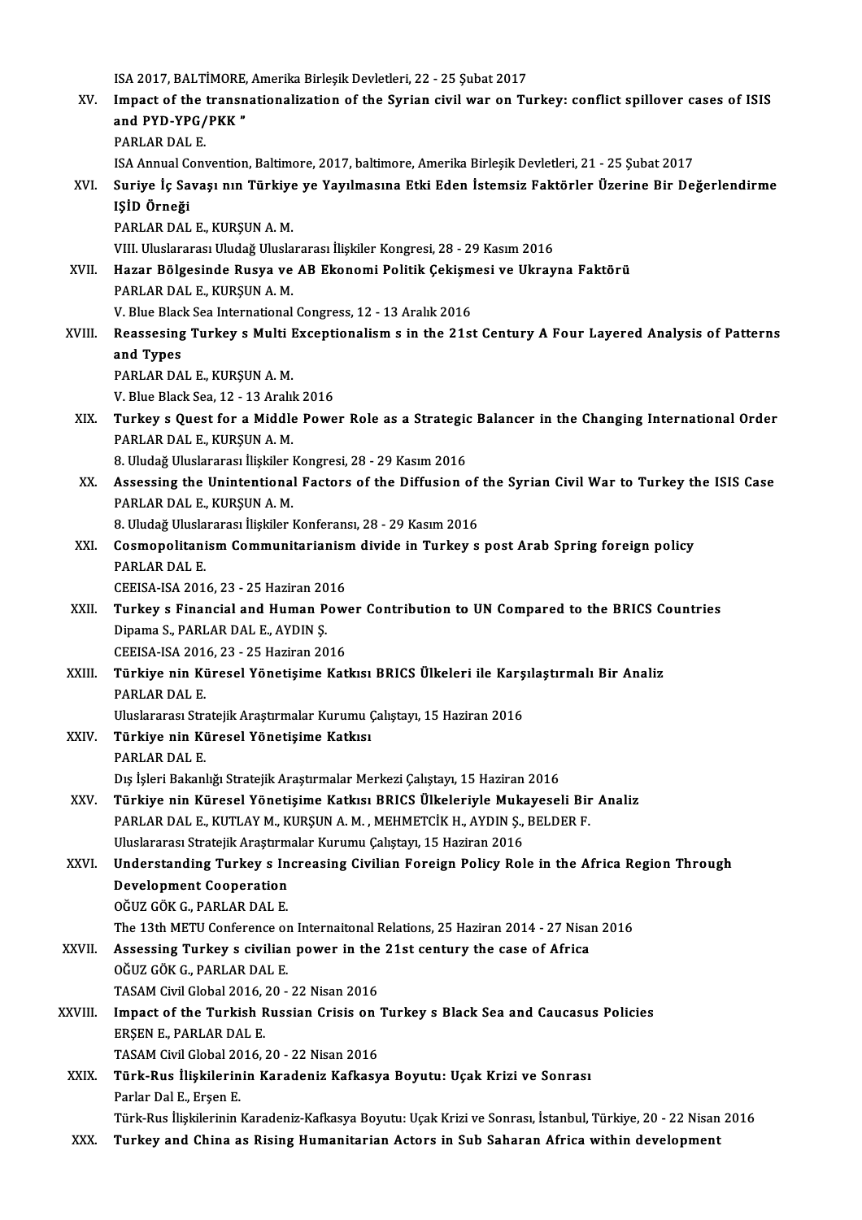ISA 2017, BALTİMORE, Amerika Birleşik Devletleri, 22 - 25 Şubat 2017

XV. **Impact of the transnationalization of the Syrian civil war on Turkey: conflict spillover cases of ISIS and PYD-YPG/PKK "**
PARLAR DAL E.
ISA Annual Convention, Baltimore, 2017, baltimore, Amerika Birleşik Devletleri, 21 - 25 Şubat 2017

XVI. **Suriye İç Savaşı nın Türkiye ye Yayılmasına Etki Eden İstemsiz Faktörler Üzerine Bir Değerlendirme IŞİD Örneği**
PARLAR DAL E., KURŞUN A. M.
VIII. Uluslararası Uludağ Uluslararası İlişkiler Kongresi, 28 - 29 Kasım 2016

XVII. **Hazar Bölgesinde Rusya ve AB Ekonomi Politik Çekişmesi ve Ukrayna Faktörü**
PARLAR DAL E., KURŞUN A. M.
V. Blue Black Sea International Congress, 12 - 13 Aralık 2016

XVIII. **Reassesing Turkey s Multi Exceptionalism s in the 21st Century A Four Layered Analysis of Patterns and Types**
PARLAR DAL E., KURŞUN A. M.
V. Blue Black Sea, 12 - 13 Aralık 2016

XIX. **Turkey s Quest for a Middle Power Role as a Strategic Balancer in the Changing International Order**
PARLAR DAL E., KURŞUN A. M.
8. Uludağ Uluslararası İlişkiler Kongresi, 28 - 29 Kasım 2016

XX. **Assessing the Unintentional Factors of the Diffusion of the Syrian Civil War to Turkey the ISIS Case**
PARLAR DAL E., KURŞUN A. M.
8. Uludağ Uluslararası İlişkiler Konferansı, 28 - 29 Kasım 2016

XXI. **Cosmopolitanism Communitarianism divide in Turkey s post Arab Spring foreign policy**
PARLAR DAL E.
CEEISA-ISA 2016, 23 - 25 Haziran 2016

XXII. **Turkey s Financial and Human Power Contribution to UN Compared to the BRICS Countries**
Dipama S., PARLAR DAL E., AYDIN Ş.
CEEISA-ISA 2016, 23 - 25 Haziran 2016

XXIII. **Türkiye nin Küresel Yönetişime Katkısı BRICS Ülkeleri ile Karşılaştırmalı Bir Analiz**
PARLAR DAL E.
Uluslararası Stratejik Araştırmalar Kurumu Çalıştayı, 15 Haziran 2016

XXIV. **Türkiye nin Küresel Yönetişime Katkısı**
PARLAR DAL E.
Dış İşleri Bakanlığı Stratejik Araştırmalar Merkezi Çalıştayı, 15 Haziran 2016

XXV. **Türkiye nin Küresel Yönetişime Katkısı BRICS Ülkeleriyle Mukayeseli Bir Analiz**
PARLAR DAL E., KUTLAY M., KURŞUN A. M. , MEHMETCİK H., AYDIN Ş., BELDER F.
Uluslararası Stratejik Araştırmalar Kurumu Çalıştayı, 15 Haziran 2016

XXVI. **Understanding Turkey s Increasing Civilian Foreign Policy Role in the Africa Region Through Development Cooperation**
OĞUZ GÖK G., PARLAR DAL E.
The 13th METU Conference on Internaitonal Relations, 25 Haziran 2014 - 27 Nisan 2016

XXVII. **Assessing Turkey s civilian power in the 21st century the case of Africa**
OĞUZ GÖK G., PARLAR DAL E.
TASAM Civil Global 2016, 20 - 22 Nisan 2016

XXVIII. **Impact of the Turkish Russian Crisis on Turkey s Black Sea and Caucasus Policies**
ERŞEN E., PARLAR DAL E.
TASAM Civil Global 2016, 20 - 22 Nisan 2016

XXIX. **Türk-Rus İlişkilerinin Karadeniz Kafkasya Boyutu: Uçak Krizi ve Sonrası**
Parlar Dal E., Erşen E.
Türk-Rus İlişkilerinin Karadeniz-Kafkasya Boyutu: Uçak Krizi ve Sonrası, İstanbul, Türkiye, 20 - 22 Nisan 2016

XXX. **Turkey and China as Rising Humanitarian Actors in Sub Saharan Africa within development**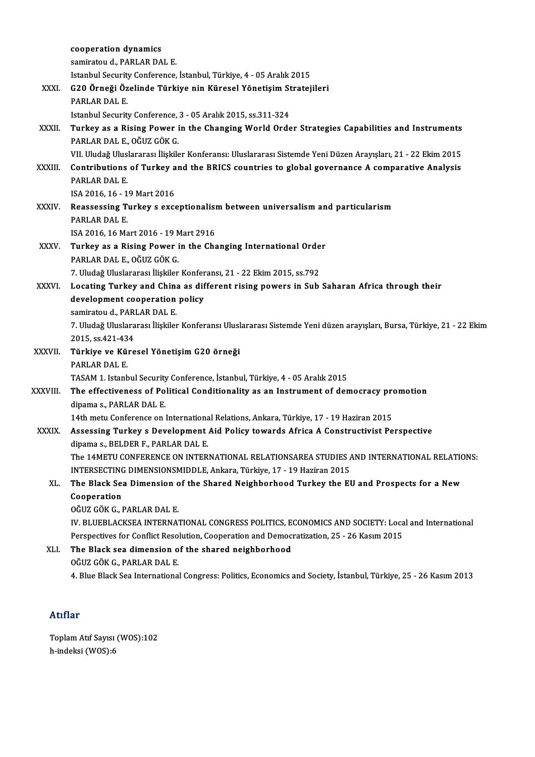**cooperation dynamics**
samiratou d., PARLAR DAL E.
Istanbul Security Conference, İstanbul, Türkiye, 4 - 05 Aralık 2015

XXXI. **G20 Örneği Özelinde Türkiye nin Küresel Yönetişim Stratejileri**
PARLAR DAL E.
Istanbul Security Conference, 3 - 05 Aralık 2015, ss.311-324

XXXII. **Turkey as a Rising Power in the Changing World Order Strategies Capabilities and Instruments**
PARLAR DAL E., OĞUZ GÖK G.
VII. Uludağ Uluslararası İlişkiler Konferansı: Uluslararası Sistemde Yeni Düzen Arayışları, 21 - 22 Ekim 2015

XXXIII. **Contributions of Turkey and the BRICS countries to global governance A comparative Analysis**
PARLAR DAL E.
ISA 2016, 16 - 19 Mart 2016

XXXIV. **Reassessing Turkey s exceptionalism between universalism and particularism**
PARLAR DAL E.
ISA 2016, 16 Mart 2016 - 19 Mart 2916

XXXV. **Turkey as a Rising Power in the Changing International Order**
PARLAR DAL E., OĞUZ GÖK G.
7. Uludağ Uluslararası İlişkiler Konferansı, 21 - 22 Ekim 2015, ss.792

XXXVI. **Locating Turkey and China as different rising powers in Sub Saharan Africa through their development cooperation policy**
samiratou d., PARLAR DAL E.
7. Uludağ Uluslararası İlişkiler Konferansı Uluslararası Sistemde Yeni düzen arayışları, Bursa, Türkiye, 21 - 22 Ekim 2015, ss.421-434

XXXVII. **Türkiye ve Küresel Yönetişim G20 örneği**
PARLAR DAL E.
TASAM 1. Istanbul Security Conference, İstanbul, Türkiye, 4 - 05 Aralık 2015

XXXVIII. **The effectiveness of Political Conditionality as an Instrument of democracy promotion**
dipama s., PARLAR DAL E.
14th metu Conference on International Relations, Ankara, Türkiye, 17 - 19 Haziran 2015

XXXIX. **Assessing Turkey s Development Aid Policy towards Africa A Constructivist Perspective**
dipama s., BELDER F., PARLAR DAL E.
The 14METU CONFERENCE ON INTERNATIONAL RELATIONSAREA STUDIES AND INTERNATIONAL RELATIONS: INTERSECTING DIMENSIONSMIDDLE, Ankara, Türkiye, 17 - 19 Haziran 2015

XL. **The Black Sea Dimension of the Shared Neighborhood Turkey the EU and Prospects for a New Cooperation**
OĞUZ GÖK G., PARLAR DAL E.
IV. BLUEBLACKSEA INTERNATIONAL CONGRESS POLITICS, ECONOMICS AND SOCIETY: Local and International Perspectives for Conflict Resolution, Cooperation and Democratization, 25 - 26 Kasım 2015

XLI. **The Black sea dimension of the shared neighborhood**
OĞUZ GÖK G., PARLAR DAL E.
4. Blue Black Sea International Congress: Politics, Economics and Society, İstanbul, Türkiye, 25 - 26 Kasım 2013

## Atıflar

Toplam Atıf Sayısı (WOS):102
h-indeksi (WOS):6